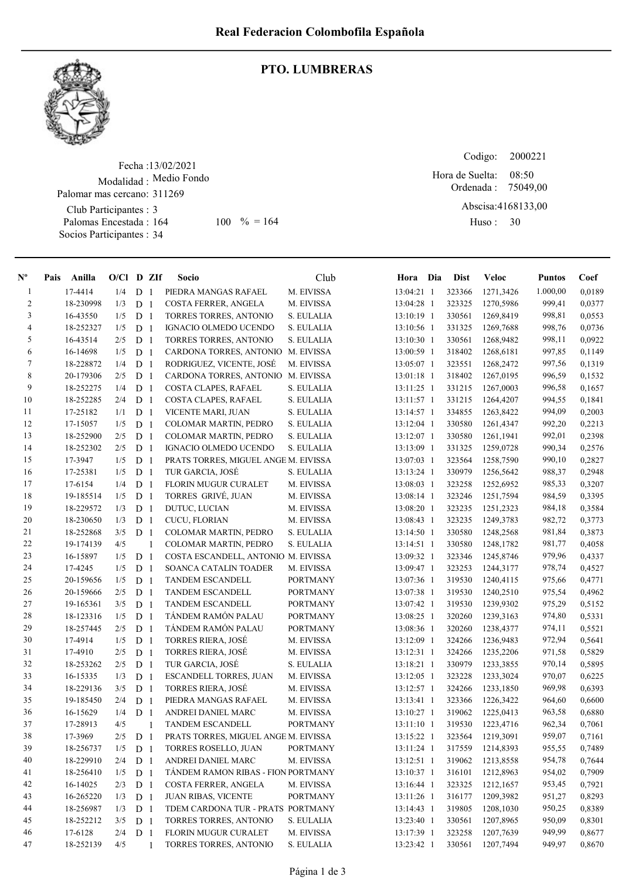# Real Federacion Colombofila Española

## PTO. LUMBRERAS

Fecha :13/02/2021
Modalidad : Medio Fondo
Palomar mas cercano: 311269
Club Participantes : 3
Palomas Encestada : 164 100 % = 164
Socios Participantes : 34

Codigo: 2000221
Hora de Suelta: 08:50
Ordenada : 75049,00
Abscisa:4168133,00
Huso : 30

| Nº | Pais | Anilla | O/Cl | D | ZIf | Socio | Club | Hora | Dia | Dist | Veloc | Puntos | Coef |
|---|---|---|---|---|---|---|---|---|---|---|---|---|---|
| 1 | | 17-4414 | 1/4 | D | 1 | PIEDRA MANGAS RAFAEL | M. EIVISSA | 13:04:21 | 1 | 323366 | 1271,3426 | 1.000,00 | 0,0189 |
| 2 | | 18-230998 | 1/3 | D | 1 | COSTA FERRER, ANGELA | M. EIVISSA | 13:04:28 | 1 | 323325 | 1270,5986 | 999,41 | 0,0377 |
| 3 | | 16-43550 | 1/5 | D | 1 | TORRES TORRES, ANTONIO | S. EULALIA | 13:10:19 | 1 | 330561 | 1269,8419 | 998,81 | 0,0553 |
| 4 | | 18-252327 | 1/5 | D | 1 | IGNACIO OLMEDO UCENDO | S. EULALIA | 13:10:56 | 1 | 331325 | 1269,7688 | 998,76 | 0,0736 |
| 5 | | 16-43514 | 2/5 | D | 1 | TORRES TORRES, ANTONIO | S. EULALIA | 13:10:30 | 1 | 330561 | 1268,9482 | 998,11 | 0,0922 |
| 6 | | 16-14698 | 1/5 | D | 1 | CARDONA TORRES, ANTONIO | M. EIVISSA | 13:00:59 | 1 | 318402 | 1268,6181 | 997,85 | 0,1149 |
| 7 | | 18-228872 | 1/4 | D | 1 | RODRIGUEZ, VICENTE, JOSÉ | M. EIVISSA | 13:05:07 | 1 | 323551 | 1268,2472 | 997,56 | 0,1319 |
| 8 | | 20-179306 | 2/5 | D | 1 | CARDONA TORRES, ANTONIO | M. EIVISSA | 13:01:18 | 1 | 318402 | 1267,0195 | 996,59 | 0,1532 |
| 9 | | 18-252275 | 1/4 | D | 1 | COSTA CLAPES, RAFAEL | S. EULALIA | 13:11:25 | 1 | 331215 | 1267,0003 | 996,58 | 0,1657 |
| 10 | | 18-252285 | 2/4 | D | 1 | COSTA CLAPES, RAFAEL | S. EULALIA | 13:11:57 | 1 | 331215 | 1264,4207 | 994,55 | 0,1841 |
| 11 | | 17-25182 | 1/1 | D | 1 | VICENTE MARI, JUAN | S. EULALIA | 13:14:57 | 1 | 334855 | 1263,8422 | 994,09 | 0,2003 |
| 12 | | 17-15057 | 1/5 | D | 1 | COLOMAR MARTIN, PEDRO | S. EULALIA | 13:12:04 | 1 | 330580 | 1261,4347 | 992,20 | 0,2213 |
| 13 | | 18-252900 | 2/5 | D | 1 | COLOMAR MARTIN, PEDRO | S. EULALIA | 13:12:07 | 1 | 330580 | 1261,1941 | 992,01 | 0,2398 |
| 14 | | 18-252302 | 2/5 | D | 1 | IGNACIO OLMEDO UCENDO | S. EULALIA | 13:13:09 | 1 | 331325 | 1259,0728 | 990,34 | 0,2576 |
| 15 | | 17-3947 | 1/5 | D | 1 | PRATS TORRES, MIGUEL ANGE | M. EIVISSA | 13:07:03 | 1 | 323564 | 1258,7590 | 990,10 | 0,2827 |
| 16 | | 17-25381 | 1/5 | D | 1 | TUR GARCIA, JOSÉ | S. EULALIA | 13:13:24 | 1 | 330979 | 1256,5642 | 988,37 | 0,2948 |
| 17 | | 17-6154 | 1/4 | D | 1 | FLORIN MUGUR CURALET | M. EIVISSA | 13:08:03 | 1 | 323258 | 1252,6952 | 985,33 | 0,3207 |
| 18 | | 19-185514 | 1/5 | D | 1 | TORRES GRIVÉ, JUAN | M. EIVISSA | 13:08:14 | 1 | 323246 | 1251,7594 | 984,59 | 0,3395 |
| 19 | | 18-229572 | 1/3 | D | 1 | DUTUC, LUCIAN | M. EIVISSA | 13:08:20 | 1 | 323235 | 1251,2323 | 984,18 | 0,3584 |
| 20 | | 18-230650 | 1/3 | D | 1 | CUCU, FLORIAN | M. EIVISSA | 13:08:43 | 1 | 323235 | 1249,3783 | 982,72 | 0,3773 |
| 21 | | 18-252868 | 3/5 | D | 1 | COLOMAR MARTIN, PEDRO | S. EULALIA | 13:14:50 | 1 | 330580 | 1248,2568 | 981,84 | 0,3873 |
| 22 | | 19-174139 | 4/5 | | 1 | COLOMAR MARTIN, PEDRO | S. EULALIA | 13:14:51 | 1 | 330580 | 1248,1782 | 981,77 | 0,4058 |
| 23 | | 16-15897 | 1/5 | D | 1 | COSTA ESCANDELL, ANTONIO | M. EIVISSA | 13:09:32 | 1 | 323346 | 1245,8746 | 979,96 | 0,4337 |
| 24 | | 17-4245 | 1/5 | D | 1 | SOANCA CATALIN TOADER | M. EIVISSA | 13:09:47 | 1 | 323253 | 1244,3177 | 978,74 | 0,4527 |
| 25 | | 20-159656 | 1/5 | D | 1 | TANDEM ESCANDELL | PORTMANY | 13:07:36 | 1 | 319530 | 1240,4115 | 975,66 | 0,4771 |
| 26 | | 20-159666 | 2/5 | D | 1 | TANDEM ESCANDELL | PORTMANY | 13:07:38 | 1 | 319530 | 1240,2510 | 975,54 | 0,4962 |
| 27 | | 19-165361 | 3/5 | D | 1 | TANDEM ESCANDELL | PORTMANY | 13:07:42 | 1 | 319530 | 1239,9302 | 975,29 | 0,5152 |
| 28 | | 18-123316 | 1/5 | D | 1 | TÁNDEM RAMÓN PALAU | PORTMANY | 13:08:25 | 1 | 320260 | 1239,3163 | 974,80 | 0,5331 |
| 29 | | 18-257445 | 2/5 | D | 1 | TÁNDEM RAMÓN PALAU | PORTMANY | 13:08:36 | 1 | 320260 | 1238,4377 | 974,11 | 0,5521 |
| 30 | | 17-4914 | 1/5 | D | 1 | TORRES RIERA, JOSÉ | M. EIVISSA | 13:12:09 | 1 | 324266 | 1236,9483 | 972,94 | 0,5641 |
| 31 | | 17-4910 | 2/5 | D | 1 | TORRES RIERA, JOSÉ | M. EIVISSA | 13:12:31 | 1 | 324266 | 1235,2206 | 971,58 | 0,5829 |
| 32 | | 18-253262 | 2/5 | D | 1 | TUR GARCIA, JOSÉ | S. EULALIA | 13:18:21 | 1 | 330979 | 1233,3855 | 970,14 | 0,5895 |
| 33 | | 16-15335 | 1/3 | D | 1 | ESCANDELL TORRES, JUAN | M. EIVISSA | 13:12:05 | 1 | 323228 | 1233,3024 | 970,07 | 0,6225 |
| 34 | | 18-229136 | 3/5 | D | 1 | TORRES RIERA, JOSÉ | M. EIVISSA | 13:12:57 | 1 | 324266 | 1233,1850 | 969,98 | 0,6393 |
| 35 | | 19-185450 | 2/4 | D | 1 | PIEDRA MANGAS RAFAEL | M. EIVISSA | 13:13:41 | 1 | 323366 | 1226,3422 | 964,60 | 0,6600 |
| 36 | | 16-15629 | 1/4 | D | 1 | ANDREI DANIEL MARC | M. EIVISSA | 13:10:27 | 1 | 319062 | 1225,0413 | 963,58 | 0,6880 |
| 37 | | 17-28913 | 4/5 | | 1 | TANDEM ESCANDELL | PORTMANY | 13:11:10 | 1 | 319530 | 1223,4716 | 962,34 | 0,7061 |
| 38 | | 17-3969 | 2/5 | D | 1 | PRATS TORRES, MIGUEL ANGE | M. EIVISSA | 13:15:22 | 1 | 323564 | 1219,3091 | 959,07 | 0,7161 |
| 39 | | 18-256737 | 1/5 | D | 1 | TORRES ROSELLO, JUAN | PORTMANY | 13:11:24 | 1 | 317559 | 1214,8393 | 955,55 | 0,7489 |
| 40 | | 18-229910 | 2/4 | D | 1 | ANDREI DANIEL MARC | M. EIVISSA | 13:12:51 | 1 | 319062 | 1213,8558 | 954,78 | 0,7644 |
| 41 | | 18-256410 | 1/5 | D | 1 | TÁNDEM RAMON RIBAS - FION | PORTMANY | 13:10:37 | 1 | 316101 | 1212,8963 | 954,02 | 0,7909 |
| 42 | | 16-14025 | 2/3 | D | 1 | COSTA FERRER, ANGELA | M. EIVISSA | 13:16:44 | 1 | 323325 | 1212,1657 | 953,45 | 0,7921 |
| 43 | | 16-265220 | 1/3 | D | 1 | JUAN RIBAS, VICENTE | PORTMANY | 13:11:26 | 1 | 316177 | 1209,3982 | 951,27 | 0,8293 |
| 44 | | 18-256987 | 1/3 | D | 1 | TDEM CARDONA TUR - PRATS | PORTMANY | 13:14:43 | 1 | 319805 | 1208,1030 | 950,25 | 0,8389 |
| 45 | | 18-252212 | 3/5 | D | 1 | TORRES TORRES, ANTONIO | S. EULALIA | 13:23:40 | 1 | 330561 | 1207,8965 | 950,09 | 0,8301 |
| 46 | | 17-6128 | 2/4 | D | 1 | FLORIN MUGUR CURALET | M. EIVISSA | 13:17:39 | 1 | 323258 | 1207,7639 | 949,99 | 0,8677 |
| 47 | | 18-252139 | 4/5 | | 1 | TORRES TORRES, ANTONIO | S. EULALIA | 13:23:42 | 1 | 330561 | 1207,7494 | 949,97 | 0,8670 |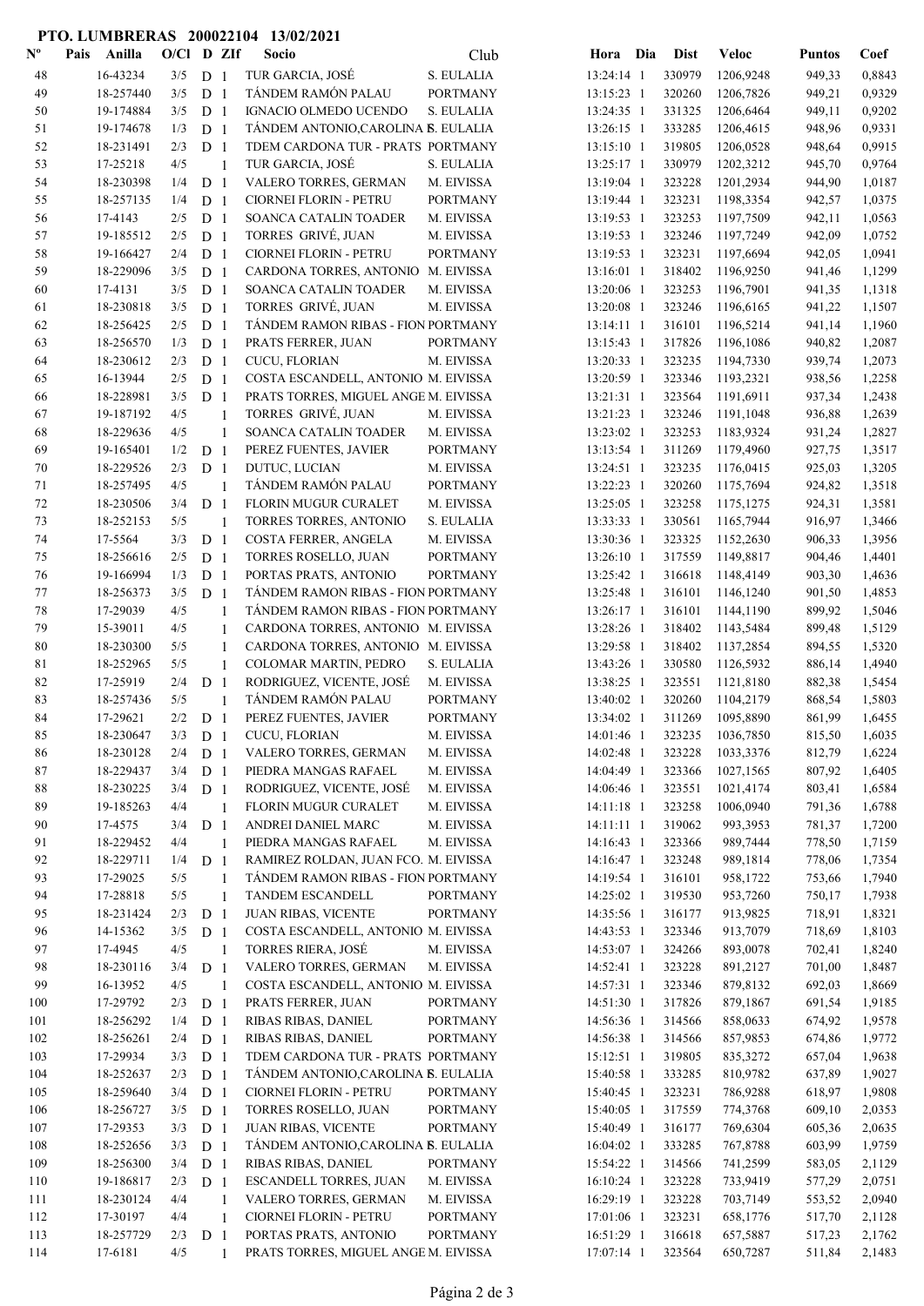# PTO. LUMBRERAS 200022104 13/02/2021

| Nº | Pais | Anilla | O/Cl | D | ZIf | Socio | Club | Hora | Dia | Dist | Veloc | Puntos | Coef |
|---|---|---|---|---|---|---|---|---|---|---|---|---|---|
| 48 | | 16-43234 | 3/5 | D | 1 | TUR GARCIA, JOSÉ | S. EULALIA | 13:24:14 | 1 | 330979 | 1206,9248 | 949,33 | 0,8843 |
| 49 | | 18-257440 | 3/5 | D | 1 | TÁNDEM RAMÓN PALAU | PORTMANY | 13:15:23 | 1 | 320260 | 1206,7826 | 949,21 | 0,9329 |
| 50 | | 19-174884 | 3/5 | D | 1 | IGNACIO OLMEDO UCENDO | S. EULALIA | 13:24:35 | 1 | 331325 | 1206,6464 | 949,11 | 0,9202 |
| 51 | | 19-174678 | 1/3 | D | 1 | TÁNDEM ANTONIO,CAROLINA I | S. EULALIA | 13:26:15 | 1 | 333285 | 1206,4615 | 948,96 | 0,9331 |
| 52 | | 18-231491 | 2/3 | D | 1 | TDEM CARDONA TUR - PRATS | PORTMANY | 13:15:10 | 1 | 319805 | 1206,0528 | 948,64 | 0,9915 |
| 53 | | 17-25218 | 4/5 | | 1 | TUR GARCIA, JOSÉ | S. EULALIA | 13:25:17 | 1 | 330979 | 1202,3212 | 945,70 | 0,9764 |
| 54 | | 18-230398 | 1/4 | D | 1 | VALERO TORRES, GERMAN | M. EIVISSA | 13:19:04 | 1 | 323228 | 1201,2934 | 944,90 | 1,0187 |
| 55 | | 18-257135 | 1/4 | D | 1 | CIORNEI FLORIN - PETRU | PORTMANY | 13:19:44 | 1 | 323231 | 1198,3354 | 942,57 | 1,0375 |
| 56 | | 17-4143 | 2/5 | D | 1 | SOANCA CATALIN TOADER | M. EIVISSA | 13:19:53 | 1 | 323253 | 1197,7509 | 942,11 | 1,0563 |
| 57 | | 19-185512 | 2/5 | D | 1 | TORRES GRIVÉ, JUAN | M. EIVISSA | 13:19:53 | 1 | 323246 | 1197,7249 | 942,09 | 1,0752 |
| 58 | | 19-166427 | 2/4 | D | 1 | CIORNEI FLORIN - PETRU | PORTMANY | 13:19:53 | 1 | 323231 | 1197,6694 | 942,05 | 1,0941 |
| 59 | | 18-229096 | 3/5 | D | 1 | CARDONA TORRES, ANTONIO | M. EIVISSA | 13:16:01 | 1 | 318402 | 1196,9250 | 941,46 | 1,1299 |
| 60 | | 17-4131 | 3/5 | D | 1 | SOANCA CATALIN TOADER | M. EIVISSA | 13:20:06 | 1 | 323253 | 1196,7901 | 941,35 | 1,1318 |
| 61 | | 18-230818 | 3/5 | D | 1 | TORRES GRIVÉ, JUAN | M. EIVISSA | 13:20:08 | 1 | 323246 | 1196,6165 | 941,22 | 1,1507 |
| 62 | | 18-256425 | 2/5 | D | 1 | TÁNDEM RAMON RIBAS - FION | PORTMANY | 13:14:11 | 1 | 316101 | 1196,5214 | 941,14 | 1,1960 |
| 63 | | 18-256570 | 1/3 | D | 1 | PRATS FERRER, JUAN | PORTMANY | 13:15:43 | 1 | 317826 | 1196,1086 | 940,82 | 1,2087 |
| 64 | | 18-230612 | 2/3 | D | 1 | CUCU, FLORIAN | M. EIVISSA | 13:20:33 | 1 | 323235 | 1194,7330 | 939,74 | 1,2073 |
| 65 | | 16-13944 | 2/5 | D | 1 | COSTA ESCANDELL, ANTONIO | M. EIVISSA | 13:20:59 | 1 | 323346 | 1193,2321 | 938,56 | 1,2258 |
| 66 | | 18-228981 | 3/5 | D | 1 | PRATS TORRES, MIGUEL ANGE | M. EIVISSA | 13:21:31 | 1 | 323564 | 1191,6911 | 937,34 | 1,2438 |
| 67 | | 19-187192 | 4/5 | | 1 | TORRES GRIVÉ, JUAN | M. EIVISSA | 13:21:23 | 1 | 323246 | 1191,1048 | 936,88 | 1,2639 |
| 68 | | 18-229636 | 4/5 | | 1 | SOANCA CATALIN TOADER | M. EIVISSA | 13:23:02 | 1 | 323253 | 1183,9324 | 931,24 | 1,2827 |
| 69 | | 19-165401 | 1/2 | D | 1 | PEREZ FUENTES, JAVIER | PORTMANY | 13:13:54 | 1 | 311269 | 1179,4960 | 927,75 | 1,3517 |
| 70 | | 18-229526 | 2/3 | D | 1 | DUTUC, LUCIAN | M. EIVISSA | 13:24:51 | 1 | 323235 | 1176,0415 | 925,03 | 1,3205 |
| 71 | | 18-257495 | 4/5 | | 1 | TÁNDEM RAMÓN PALAU | PORTMANY | 13:22:23 | 1 | 320260 | 1175,7694 | 924,82 | 1,3518 |
| 72 | | 18-230506 | 3/4 | D | 1 | FLORIN MUGUR CURALET | M. EIVISSA | 13:25:05 | 1 | 323258 | 1175,1275 | 924,31 | 1,3581 |
| 73 | | 18-252153 | 5/5 | | 1 | TORRES TORRES, ANTONIO | S. EULALIA | 13:33:33 | 1 | 330561 | 1165,7944 | 916,97 | 1,3466 |
| 74 | | 17-5564 | 3/3 | D | 1 | COSTA FERRER, ANGELA | M. EIVISSA | 13:30:36 | 1 | 323325 | 1152,2630 | 906,33 | 1,3956 |
| 75 | | 18-256616 | 2/5 | D | 1 | TORRES ROSELLO, JUAN | PORTMANY | 13:26:10 | 1 | 317559 | 1149,8817 | 904,46 | 1,4401 |
| 76 | | 19-166994 | 1/3 | D | 1 | PORTAS PRATS, ANTONIO | PORTMANY | 13:25:42 | 1 | 316618 | 1148,4149 | 903,30 | 1,4636 |
| 77 | | 18-256373 | 3/5 | D | 1 | TÁNDEM RAMON RIBAS - FION | PORTMANY | 13:25:48 | 1 | 316101 | 1146,1240 | 901,50 | 1,4853 |
| 78 | | 17-29039 | 4/5 | | 1 | TÁNDEM RAMON RIBAS - FION | PORTMANY | 13:26:17 | 1 | 316101 | 1144,1190 | 899,92 | 1,5046 |
| 79 | | 15-39011 | 4/5 | | 1 | CARDONA TORRES, ANTONIO | M. EIVISSA | 13:28:26 | 1 | 318402 | 1143,5484 | 899,48 | 1,5129 |
| 80 | | 18-230300 | 5/5 | | 1 | CARDONA TORRES, ANTONIO | M. EIVISSA | 13:29:58 | 1 | 318402 | 1137,2854 | 894,55 | 1,5320 |
| 81 | | 18-252965 | 5/5 | | 1 | COLOMAR MARTIN, PEDRO | S. EULALIA | 13:43:26 | 1 | 330580 | 1126,5932 | 886,14 | 1,4940 |
| 82 | | 17-25919 | 2/4 | D | 1 | RODRIGUEZ, VICENTE, JOSÉ | M. EIVISSA | 13:38:25 | 1 | 323551 | 1121,8180 | 882,38 | 1,5454 |
| 83 | | 18-257436 | 5/5 | | 1 | TÁNDEM RAMÓN PALAU | PORTMANY | 13:40:02 | 1 | 320260 | 1104,2179 | 868,54 | 1,5803 |
| 84 | | 17-29621 | 2/2 | D | 1 | PEREZ FUENTES, JAVIER | PORTMANY | 13:34:02 | 1 | 311269 | 1095,8890 | 861,99 | 1,6455 |
| 85 | | 18-230647 | 3/3 | D | 1 | CUCU, FLORIAN | M. EIVISSA | 14:01:46 | 1 | 323235 | 1036,7850 | 815,50 | 1,6035 |
| 86 | | 18-230128 | 2/4 | D | 1 | VALERO TORRES, GERMAN | M. EIVISSA | 14:02:48 | 1 | 323228 | 1033,3376 | 812,79 | 1,6224 |
| 87 | | 18-229437 | 3/4 | D | 1 | PIEDRA MANGAS RAFAEL | M. EIVISSA | 14:04:49 | 1 | 323366 | 1027,1565 | 807,92 | 1,6405 |
| 88 | | 18-230225 | 3/4 | D | 1 | RODRIGUEZ, VICENTE, JOSÉ | M. EIVISSA | 14:06:46 | 1 | 323551 | 1021,4174 | 803,41 | 1,6584 |
| 89 | | 19-185263 | 4/4 | | 1 | FLORIN MUGUR CURALET | M. EIVISSA | 14:11:18 | 1 | 323258 | 1006,0940 | 791,36 | 1,6788 |
| 90 | | 17-4575 | 3/4 | D | 1 | ANDREI DANIEL MARC | M. EIVISSA | 14:11:11 | 1 | 319062 | 993,3953 | 781,37 | 1,7200 |
| 91 | | 18-229452 | 4/4 | | 1 | PIEDRA MANGAS RAFAEL | M. EIVISSA | 14:16:43 | 1 | 323366 | 989,7444 | 778,50 | 1,7159 |
| 92 | | 18-229711 | 1/4 | D | 1 | RAMIREZ ROLDAN, JUAN FCO. | M. EIVISSA | 14:16:47 | 1 | 323248 | 989,1814 | 778,06 | 1,7354 |
| 93 | | 17-29025 | 5/5 | | 1 | TÁNDEM RAMON RIBAS - FION | PORTMANY | 14:19:54 | 1 | 316101 | 958,1722 | 753,66 | 1,7940 |
| 94 | | 17-28818 | 5/5 | | 1 | TANDEM ESCANDELL | PORTMANY | 14:25:02 | 1 | 319530 | 953,7260 | 750,17 | 1,7938 |
| 95 | | 18-231424 | 2/3 | D | 1 | JUAN RIBAS, VICENTE | PORTMANY | 14:35:56 | 1 | 316177 | 913,9825 | 718,91 | 1,8321 |
| 96 | | 14-15362 | 3/5 | D | 1 | COSTA ESCANDELL, ANTONIO | M. EIVISSA | 14:43:53 | 1 | 323346 | 913,7079 | 718,69 | 1,8103 |
| 97 | | 17-4945 | 4/5 | | 1 | TORRES RIERA, JOSÉ | M. EIVISSA | 14:53:07 | 1 | 324266 | 893,0078 | 702,41 | 1,8240 |
| 98 | | 18-230116 | 3/4 | D | 1 | VALERO TORRES, GERMAN | M. EIVISSA | 14:52:41 | 1 | 323228 | 891,2127 | 701,00 | 1,8487 |
| 99 | | 16-13952 | 4/5 | | 1 | COSTA ESCANDELL, ANTONIO | M. EIVISSA | 14:57:31 | 1 | 323346 | 879,8132 | 692,03 | 1,8669 |
| 100 | | 17-29792 | 2/3 | D | 1 | PRATS FERRER, JUAN | PORTMANY | 14:51:30 | 1 | 317826 | 879,1867 | 691,54 | 1,9185 |
| 101 | | 18-256292 | 1/4 | D | 1 | RIBAS RIBAS, DANIEL | PORTMANY | 14:56:36 | 1 | 314566 | 858,0633 | 674,92 | 1,9578 |
| 102 | | 18-256261 | 2/4 | D | 1 | RIBAS RIBAS, DANIEL | PORTMANY | 14:56:38 | 1 | 314566 | 857,9853 | 674,86 | 1,9772 |
| 103 | | 17-29934 | 3/3 | D | 1 | TDEM CARDONA TUR - PRATS | PORTMANY | 15:12:51 | 1 | 319805 | 835,3272 | 657,04 | 1,9638 |
| 104 | | 18-252637 | 2/3 | D | 1 | TÁNDEM ANTONIO,CAROLINA I | S. EULALIA | 15:40:58 | 1 | 333285 | 810,9782 | 637,89 | 1,9027 |
| 105 | | 18-259640 | 3/4 | D | 1 | CIORNEI FLORIN - PETRU | PORTMANY | 15:40:45 | 1 | 323231 | 786,9288 | 618,97 | 1,9808 |
| 106 | | 18-256727 | 3/5 | D | 1 | TORRES ROSELLO, JUAN | PORTMANY | 15:40:05 | 1 | 317559 | 774,3768 | 609,10 | 2,0353 |
| 107 | | 17-29353 | 3/3 | D | 1 | JUAN RIBAS, VICENTE | PORTMANY | 15:40:49 | 1 | 316177 | 769,6304 | 605,36 | 2,0635 |
| 108 | | 18-252656 | 3/3 | D | 1 | TÁNDEM ANTONIO,CAROLINA I | S. EULALIA | 16:04:02 | 1 | 333285 | 767,8788 | 603,99 | 1,9759 |
| 109 | | 18-256300 | 3/4 | D | 1 | RIBAS RIBAS, DANIEL | PORTMANY | 15:54:22 | 1 | 314566 | 741,2599 | 583,05 | 2,1129 |
| 110 | | 19-186817 | 2/3 | D | 1 | ESCANDELL TORRES, JUAN | M. EIVISSA | 16:10:24 | 1 | 323228 | 733,9419 | 577,29 | 2,0751 |
| 111 | | 18-230124 | 4/4 | | 1 | VALERO TORRES, GERMAN | M. EIVISSA | 16:29:19 | 1 | 323228 | 703,7149 | 553,52 | 2,0940 |
| 112 | | 17-30197 | 4/4 | | 1 | CIORNEI FLORIN - PETRU | PORTMANY | 17:01:06 | 1 | 323231 | 658,1776 | 517,70 | 2,1128 |
| 113 | | 18-257729 | 2/3 | D | 1 | PORTAS PRATS, ANTONIO | PORTMANY | 16:51:29 | 1 | 316618 | 657,5887 | 517,23 | 2,1762 |
| 114 | | 17-6181 | 4/5 | | 1 | PRATS TORRES, MIGUEL ANGE | M. EIVISSA | 17:07:14 | 1 | 323564 | 650,7287 | 511,84 | 2,1483 |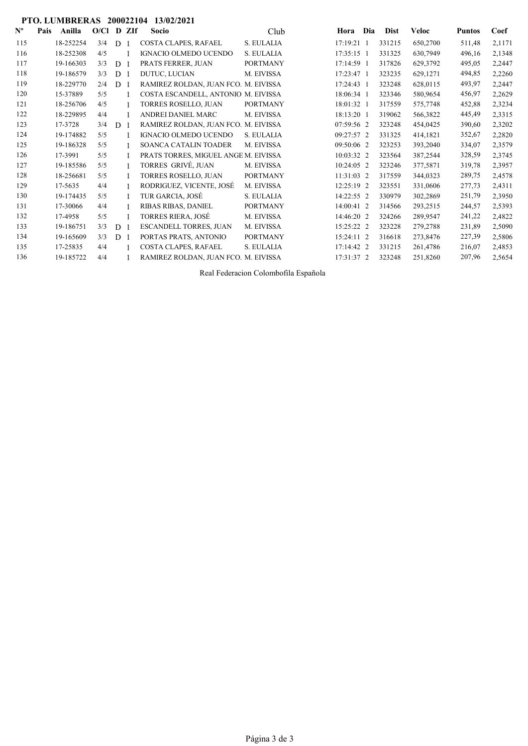**PTO. LUMBRERAS 200022104 13/02/2021**

| Nº | Pais | Anilla | O/Cl | D | ZIf | Socio | Club | Hora | Dia | Dist | Veloc | Puntos | Coef |
|---|---|---|---|---|---|---|---|---|---|---|---|---|---|
| 115 | | 18-252254 | 3/4 | D | 1 | COSTA CLAPES, RAFAEL | S. EULALIA | 17:19:21 | 1 | 331215 | 650,2700 | 511,48 | 2,1171 |
| 116 | | 18-252308 | 4/5 | | 1 | IGNACIO OLMEDO UCENDO | S. EULALIA | 17:35:15 | 1 | 331325 | 630,7949 | 496,16 | 2,1348 |
| 117 | | 19-166303 | 3/3 | D | 1 | PRATS FERRER, JUAN | PORTMANY | 17:14:59 | 1 | 317826 | 629,3792 | 495,05 | 2,2447 |
| 118 | | 19-186579 | 3/3 | D | 1 | DUTUC, LUCIAN | M. EIVISSA | 17:23:47 | 1 | 323235 | 629,1271 | 494,85 | 2,2260 |
| 119 | | 18-229770 | 2/4 | D | 1 | RAMIREZ ROLDAN, JUAN FCO. | M. EIVISSA | 17:24:43 | 1 | 323248 | 628,0115 | 493,97 | 2,2447 |
| 120 | | 15-37889 | 5/5 | | 1 | COSTA ESCANDELL, ANTONIO | M. EIVISSA | 18:06:34 | 1 | 323346 | 580,9654 | 456,97 | 2,2629 |
| 121 | | 18-256706 | 4/5 | | 1 | TORRES ROSELLO, JUAN | PORTMANY | 18:01:32 | 1 | 317559 | 575,7748 | 452,88 | 2,3234 |
| 122 | | 18-229895 | 4/4 | | 1 | ANDREI DANIEL MARC | M. EIVISSA | 18:13:20 | 1 | 319062 | 566,3822 | 445,49 | 2,3315 |
| 123 | | 17-3728 | 3/4 | D | 1 | RAMIREZ ROLDAN, JUAN FCO. | M. EIVISSA | 07:59:56 | 2 | 323248 | 454,0425 | 390,60 | 2,3202 |
| 124 | | 19-174882 | 5/5 | | 1 | IGNACIO OLMEDO UCENDO | S. EULALIA | 09:27:57 | 2 | 331325 | 414,1821 | 352,67 | 2,2820 |
| 125 | | 19-186328 | 5/5 | | 1 | SOANCA CATALIN TOADER | M. EIVISSA | 09:50:06 | 2 | 323253 | 393,2040 | 334,07 | 2,3579 |
| 126 | | 17-3991 | 5/5 | | 1 | PRATS TORRES, MIGUEL ANGE | M. EIVISSA | 10:03:32 | 2 | 323564 | 387,2544 | 328,59 | 2,3745 |
| 127 | | 19-185586 | 5/5 | | 1 | TORRES GRIVÉ, JUAN | M. EIVISSA | 10:24:05 | 2 | 323246 | 377,5871 | 319,78 | 2,3957 |
| 128 | | 18-256681 | 5/5 | | 1 | TORRES ROSELLO, JUAN | PORTMANY | 11:31:03 | 2 | 317559 | 344,0323 | 289,75 | 2,4578 |
| 129 | | 17-5635 | 4/4 | | 1 | RODRIGUEZ, VICENTE, JOSÉ | M. EIVISSA | 12:25:19 | 2 | 323551 | 331,0606 | 277,73 | 2,4311 |
| 130 | | 19-174435 | 5/5 | | 1 | TUR GARCIA, JOSÉ | S. EULALIA | 14:22:55 | 2 | 330979 | 302,2869 | 251,79 | 2,3950 |
| 131 | | 17-30066 | 4/4 | | 1 | RIBAS RIBAS, DANIEL | PORTMANY | 14:00:41 | 2 | 314566 | 293,2515 | 244,57 | 2,5393 |
| 132 | | 17-4958 | 5/5 | | 1 | TORRES RIERA, JOSÉ | M. EIVISSA | 14:46:20 | 2 | 324266 | 289,9547 | 241,22 | 2,4822 |
| 133 | | 19-186751 | 3/3 | D | 1 | ESCANDELL TORRES, JUAN | M. EIVISSA | 15:25:22 | 2 | 323228 | 279,2788 | 231,89 | 2,5090 |
| 134 | | 19-165609 | 3/3 | D | 1 | PORTAS PRATS, ANTONIO | PORTMANY | 15:24:11 | 2 | 316618 | 273,8476 | 227,39 | 2,5806 |
| 135 | | 17-25835 | 4/4 | | 1 | COSTA CLAPES, RAFAEL | S. EULALIA | 17:14:42 | 2 | 331215 | 261,4786 | 216,07 | 2,4853 |
| 136 | | 19-185722 | 4/4 | | 1 | RAMIREZ ROLDAN, JUAN FCO. | M. EIVISSA | 17:31:37 | 2 | 323248 | 251,8260 | 207,96 | 2,5654 |

Real Federacion Colombofila Española